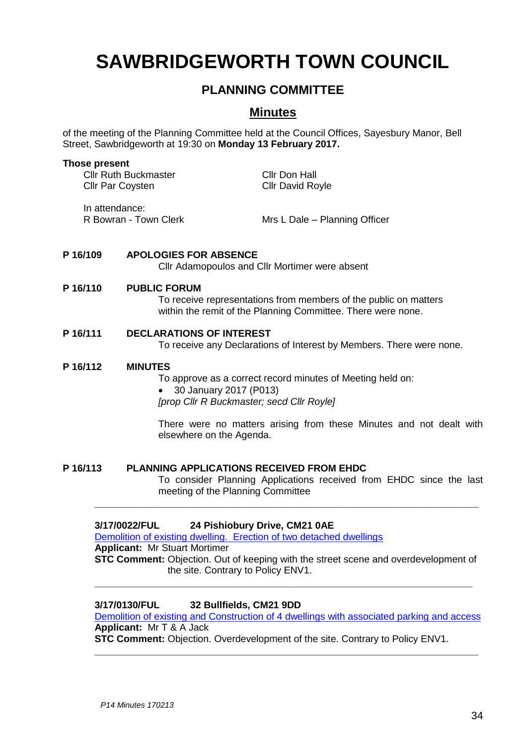# SAWBRIDGEWORTH TOWN COUNCIL

## PLANNING COMMITTEE

## Minutes

of the meeting of the Planning Committee held at the Council Offices, Sayesbury Manor, Bell Street, Sawbridgeworth at 19:30 on **Monday 13 February 2017.**

**Those present**

Cllr Ruth Buckmaster
Cllr Par Coysten
Cllr Don Hall
Cllr David Royle

In attendance:
R Bowran - Town Clerk
Mrs L Dale – Planning Officer

**P 16/109 APOLOGIES FOR ABSENCE**

Cllr Adamopoulos and Cllr Mortimer were absent

**P 16/110 PUBLIC FORUM**

To receive representations from members of the public on matters within the remit of the Planning Committee. There were none.

**P 16/111 DECLARATIONS OF INTEREST**

To receive any Declarations of Interest by Members. There were none.

**P 16/112 MINUTES**

To approve as a correct record minutes of Meeting held on:

- 30 January 2017 (P013)

*[prop Cllr R Buckmaster; secd Cllr Royle]*

There were no matters arising from these Minutes and not dealt with elsewhere on the Agenda.

**P 16/113 PLANNING APPLICATIONS RECEIVED FROM EHDC**

To consider Planning Applications received from EHDC since the last meeting of the Planning Committee

---

**3/17/0022/FUL 24 Pishiobury Drive, CM21 0AE**

Demolition of existing dwelling. Erection of two detached dwellings

**Applicant:** Mr Stuart Mortimer

**STC Comment:** Objection. Out of keeping with the street scene and overdevelopment of the site. Contrary to Policy ENV1.

---

**3/17/0130/FUL 32 Bullfields, CM21 9DD**

Demolition of existing and Construction of 4 dwellings with associated parking and access

**Applicant:** Mr T & A Jack

**STC Comment:** Objection. Overdevelopment of the site. Contrary to Policy ENV1.

---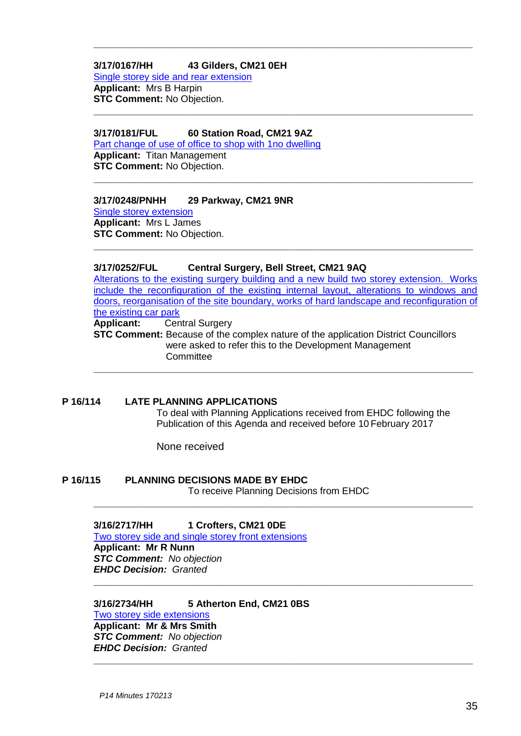---

**3/17/0167/HH 43 Gilders, CM21 0EH**
Single storey side and rear extension
**Applicant:** Mrs B Harpin
**STC Comment:** No Objection.

---

**3/17/0181/FUL 60 Station Road, CM21 9AZ**
Part change of use of office to shop with 1no dwelling
**Applicant:** Titan Management
**STC Comment:** No Objection.

---

**3/17/0248/PNHH 29 Parkway, CM21 9NR**
Single storey extension
**Applicant:** Mrs L James
**STC Comment:** No Objection.

---

**3/17/0252/FUL Central Surgery, Bell Street, CM21 9AQ**
Alterations to the existing surgery building and a new build two storey extension. Works include the reconfiguration of the existing internal layout, alterations to windows and doors, reorganisation of the site boundary, works of hard landscape and reconfiguration of the existing car park
**Applicant:** Central Surgery
**STC Comment:** Because of the complex nature of the application District Councillors were asked to refer this to the Development Management Committee

---

**P 16/114 LATE PLANNING APPLICATIONS**

To deal with Planning Applications received from EHDC following the Publication of this Agenda and received before 10 February 2017

None received

**P 16/115 PLANNING DECISIONS MADE BY EHDC**

To receive Planning Decisions from EHDC

---

**3/16/2717/HH 1 Crofters, CM21 0DE**
Two storey side and single storey front extensions
**Applicant: Mr R Nunn**
***STC Comment:*** *No objection*
***EHDC Decision:*** *Granted*

---

**3/16/2734/HH 5 Atherton End, CM21 0BS**
Two storey side extensions
**Applicant: Mr & Mrs Smith**
***STC Comment:*** *No objection*
***EHDC Decision:*** *Granted*

---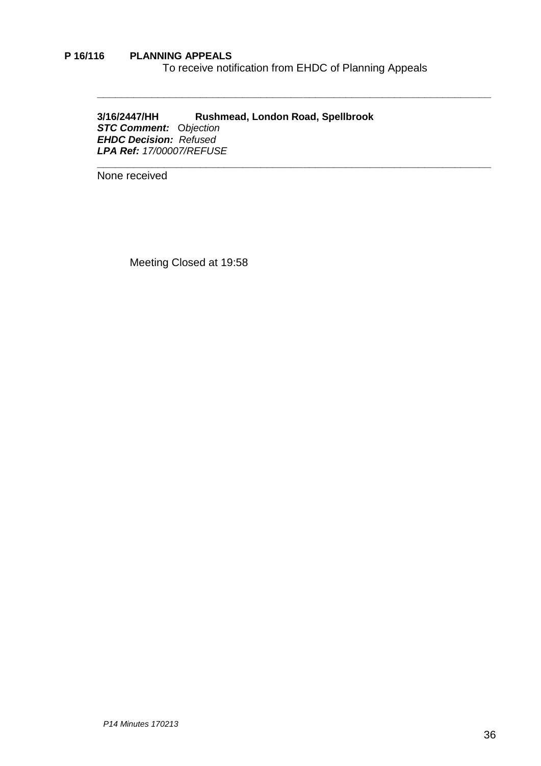**P 16/116 PLANNING APPEALS**

To receive notification from EHDC of Planning Appeals

---

**3/16/2447/HH Rushmead, London Road, Spellbrook**
***STC Comment:*** *Objection*
***EHDC Decision:*** *Refused*
***LPA Ref:*** *17/00007/REFUSE*

---

None received

Meeting Closed at 19:58

*P14 Minutes 170213*